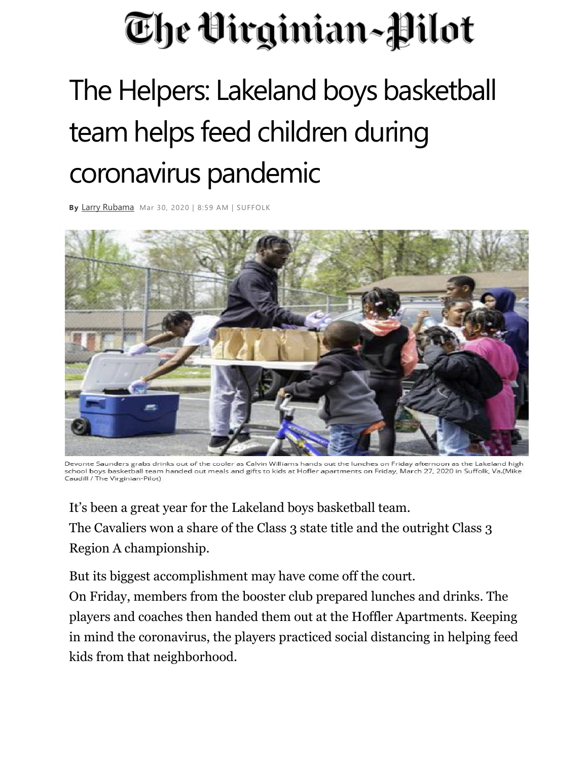# The Virginian-Pilot

## The Helpers: Lakeland boys basketball team helps feed children during coronavirus pandemic

**By** Larry Rubama Mar 30, 2020 | 8:59 AM | SUFFOLK

Devonte Saunders grabs drinks out of the cooler as Calvin Williams hands out the lunches on Friday afternoon as the Lakeland high school boys basketball team handed out meals and gifts to kids at Hofler apartments on Friday, March 27, 2020 in Suffolk, Va.(Mike Caudill / The Virginian-Pilot)

It's been a great year for the Lakeland boys basketball team.
The Cavaliers won a share of the Class 3 state title and the outright Class 3 Region A championship.

But its biggest accomplishment may have come off the court.
On Friday, members from the booster club prepared lunches and drinks. The players and coaches then handed them out at the Hoffler Apartments. Keeping in mind the coronavirus, the players practiced social distancing in helping feed kids from that neighborhood.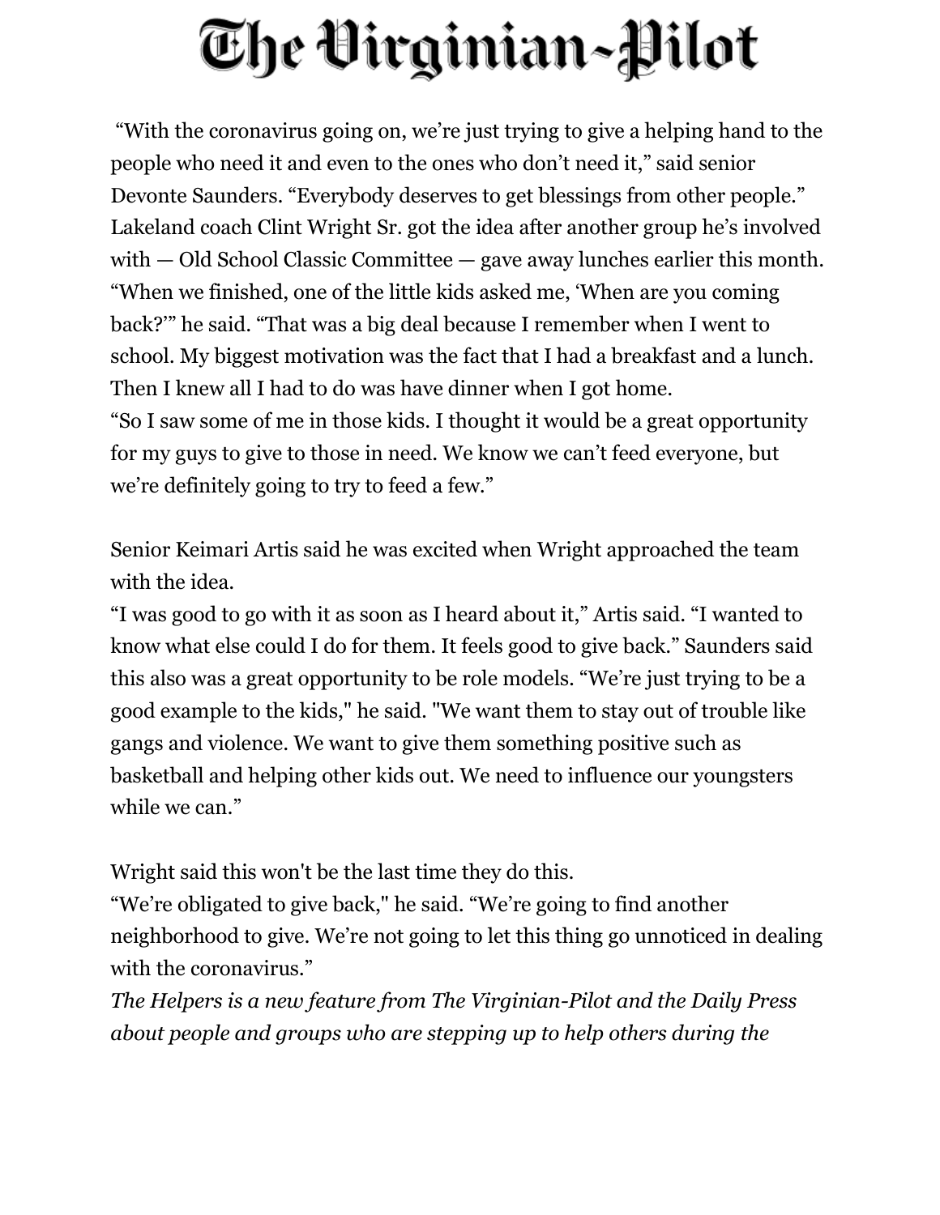"With the coronavirus going on, we're just trying to give a helping hand to the people who need it and even to the ones who don't need it," said senior Devonte Saunders. "Everybody deserves to get blessings from other people." Lakeland coach Clint Wright Sr. got the idea after another group he's involved with — Old School Classic Committee — gave away lunches earlier this month. "When we finished, one of the little kids asked me, 'When are you coming back?'" he said. "That was a big deal because I remember when I went to school. My biggest motivation was the fact that I had a breakfast and a lunch. Then I knew all I had to do was have dinner when I got home.
"So I saw some of me in those kids. I thought it would be a great opportunity for my guys to give to those in need. We know we can't feed everyone, but we're definitely going to try to feed a few."

Senior Keimari Artis said he was excited when Wright approached the team with the idea.
"I was good to go with it as soon as I heard about it," Artis said. "I wanted to know what else could I do for them. It feels good to give back." Saunders said this also was a great opportunity to be role models. "We're just trying to be a good example to the kids," he said. "We want them to stay out of trouble like gangs and violence. We want to give them something positive such as basketball and helping other kids out. We need to influence our youngsters while we can."

Wright said this won't be the last time they do this.
"We're obligated to give back," he said. "We're going to find another neighborhood to give. We're not going to let this thing go unnoticed in dealing with the coronavirus."
*The Helpers is a new feature from The Virginian-Pilot and the Daily Press about people and groups who are stepping up to help others during the*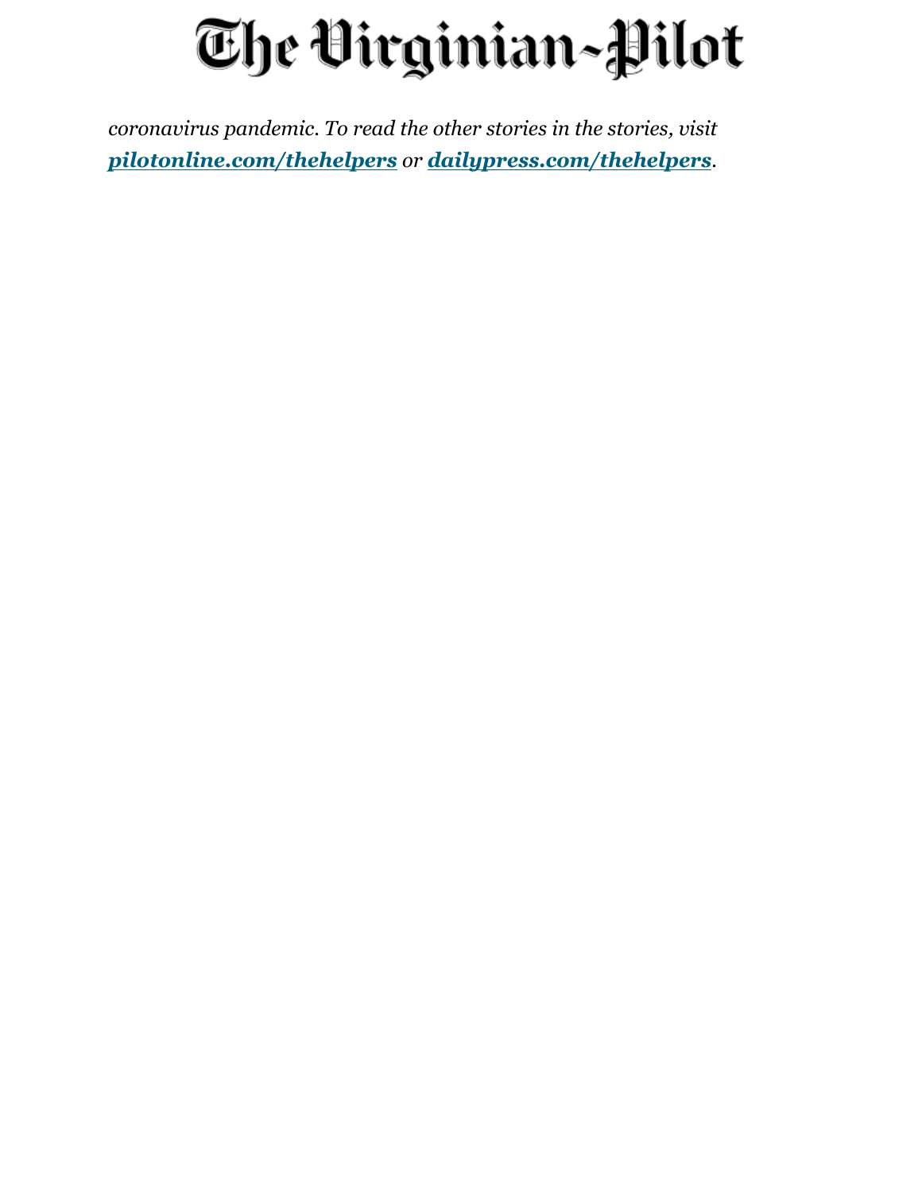*coronavirus pandemic. To read the other stories in the stories, visit* ***pilotonline.com/thehelpers*** *or* ***dailypress.com/thehelpers****.*